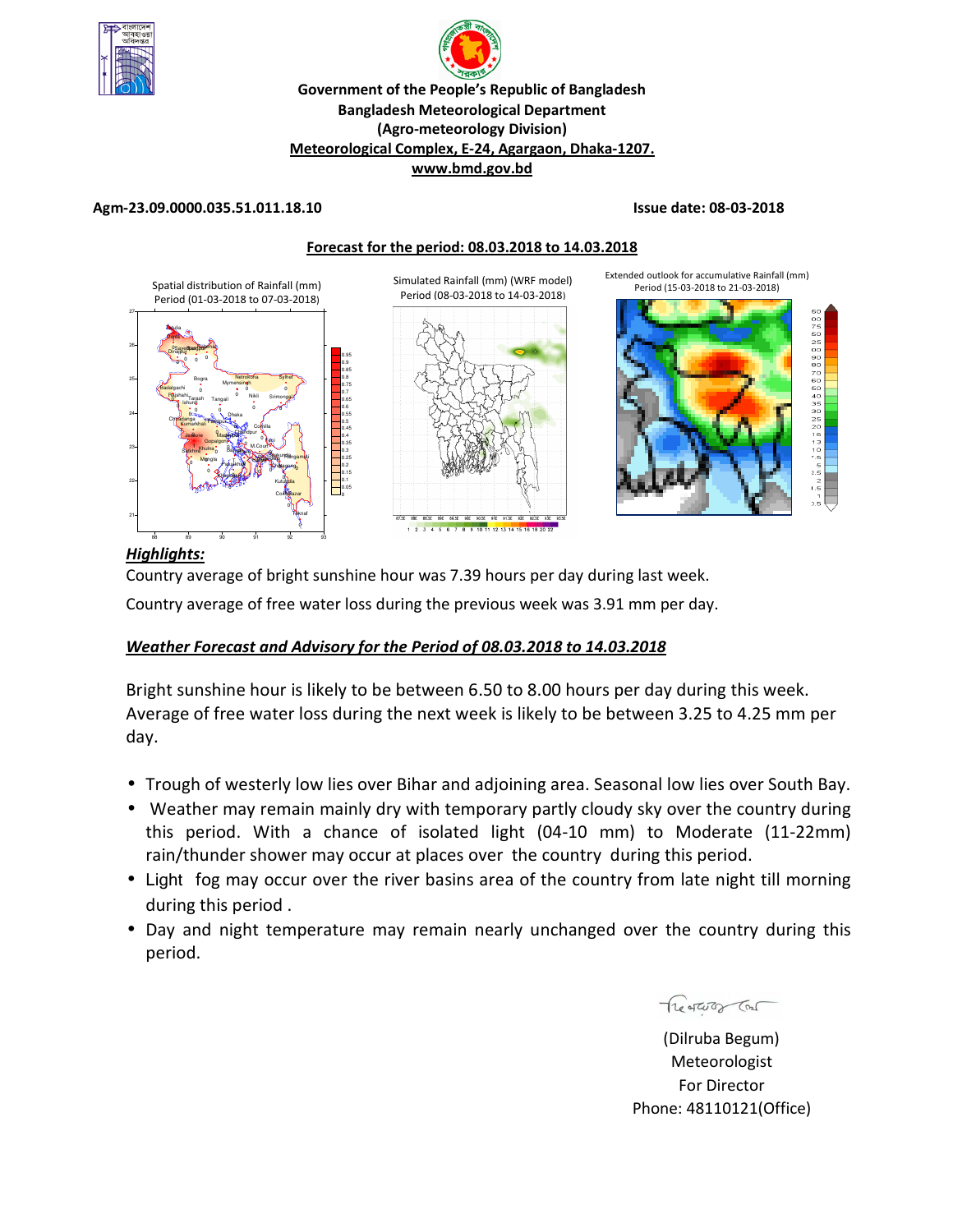**Government of the People's Republic of Bangladesh**
**Bangladesh Meteorological Department**
**(Agro-meteorology Division)**
**Meteorological Complex, E-24, Agargaon, Dhaka-1207.**
**www.bmd.gov.bd**

**Agm-23.09.0000.035.51.011.18.10** **Issue date: 08-03-2018**

**Forecast for the period: 08.03.2018 to 14.03.2018**

Spatial distribution of Rainfall (mm) Period (01-03-2018 to 07-03-2018)

Simulated Rainfall (mm) (WRF model) Period (08-03-2018 to 14-03-2018)

Extended outlook for accumulative Rainfall (mm) Period (15-03-2018 to 21-03-2018)

***Highlights:***

Country average of bright sunshine hour was 7.39 hours per day during last week.

Country average of free water loss during the previous week was 3.91 mm per day.

***Weather Forecast and Advisory for the Period of 08.03.2018 to 14.03.2018***

Bright sunshine hour is likely to be between 6.50 to 8.00 hours per day during this week. Average of free water loss during the next week is likely to be between 3.25 to 4.25 mm per day.

- Trough of westerly low lies over Bihar and adjoining area. Seasonal low lies over South Bay.
- Weather may remain mainly dry with temporary partly cloudy sky over the country during this period. With a chance of isolated light (04-10 mm) to Moderate (11-22mm) rain/thunder shower may occur at places over the country during this period.
- Light fog may occur over the river basins area of the country from late night till morning during this period .
- Day and night temperature may remain nearly unchanged over the country during this period.

(Dilruba Begum)
Meteorologist
For Director
Phone: 48110121(Office)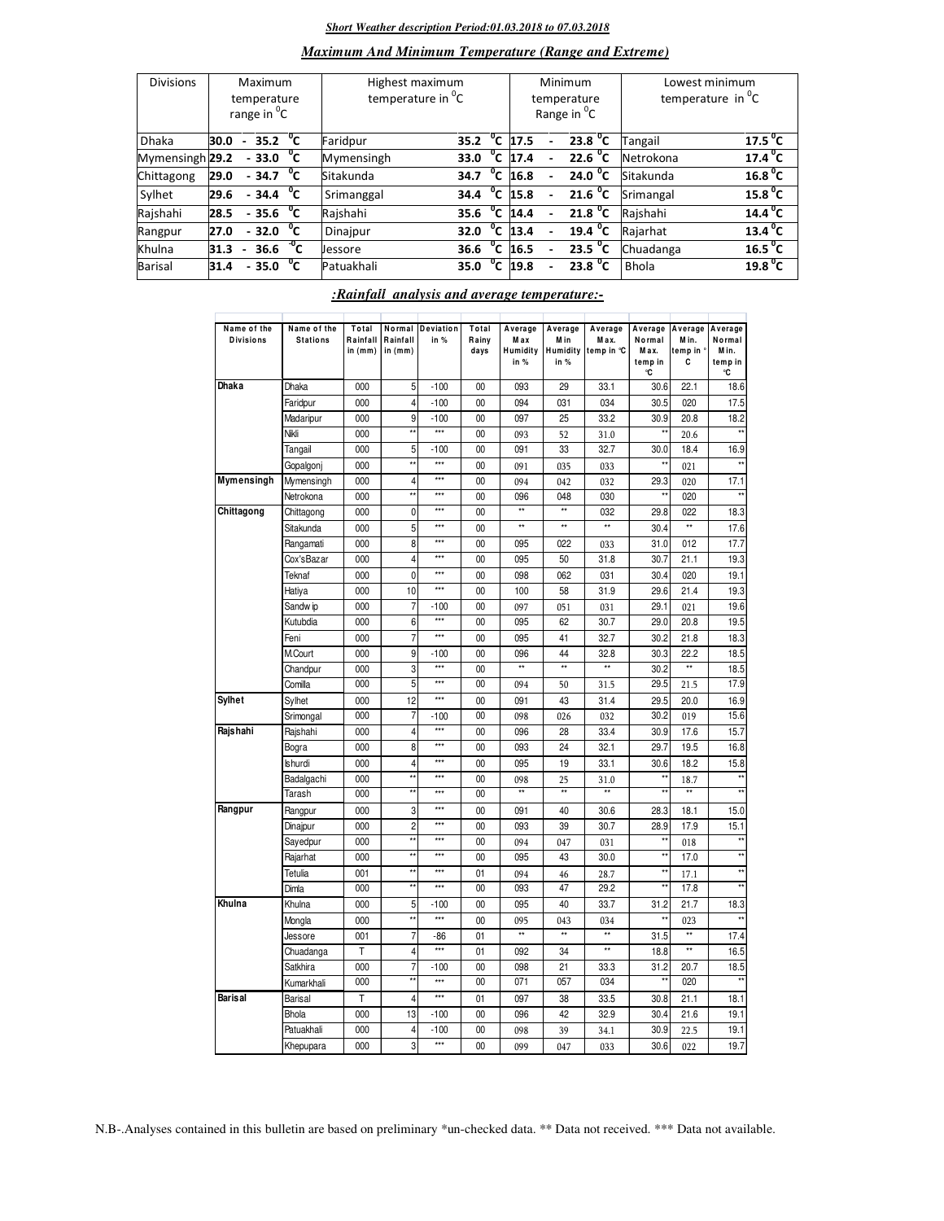***Short Weather description Period:01.03.2018 to 07.03.2018***

***Maximum And Minimum Temperature (Range and Extreme)***

| Divisions | Maximum temperature range in $^0$C | Highest maximum temperature in $^0$C | | Minimum temperature Range in $^0$C | Lowest minimum temperature in $^0$C | |
|---|---|---|---|---|---|---|
| Dhaka | 30.0 - 35.2 $^0$C | Faridpur | 35.2 $^0$C | 17.5 - 23.8 $^0$C | Tangail | 17.5 $^0$C |
| Mymensingh | 29.2 - 33.0 $^0$C | Mymensingh | 33.0 $^0$C | 17.4 - 22.6 $^0$C | Netrokona | 17.4 $^0$C |
| Chittagong | 29.0 - 34.7 $^0$C | Sitakunda | 34.7 $^0$C | 16.8 - 24.0 $^0$C | Sitakunda | 16.8 $^0$C |
| Sylhet | 29.6 - 34.4 $^0$C | Srimanggal | 34.4 $^0$C | 15.8 - 21.6 $^0$C | Srimangal | 15.8 $^0$C |
| Rajshahi | 28.5 - 35.6 $^0$C | Rajshahi | 35.6 $^0$C | 14.4 - 21.8 $^0$C | Rajshahi | 14.4 $^0$C |
| Rangpur | 27.0 - 32.0 $^0$C | Dinajpur | 32.0 $^0$C | 13.4 - 19.4 $^0$C | Rajarhat | 13.4 $^0$C |
| Khulna | 31.3 - 36.6 $^0$C | Jessore | 36.6 $^0$C | 16.5 - 23.5 $^0$C | Chuadanga | 16.5 $^0$C |
| Barisal | 31.4 - 35.0 $^0$C | Patuakhali | 35.0 $^0$C | 19.8 - 23.8 $^0$C | Bhola | 19.8 $^0$C |

***:Rainfall analysis and average temperature:-***

| Name of the Divisions | Name of the Stations | Total Rainfall in (mm) | Normal Rainfall in (mm) | Deviation in % | Total Rainy days | Average Max Humidity in % | Average Min Humidity in % | Average Max. temp in °C | Average Normal Max. temp in °C | Average Min. temp in °C | Average Normal Min. temp in °C |
|---|---|---|---|---|---|---|---|---|---|---|---|
| Dhaka | Dhaka | 000 | 5 | -100 | 00 | 093 | 29 | 33.1 | 30.6 | 22.1 | 18.6 |
| | Faridpur | 000 | 4 | -100 | 00 | 094 | 031 | 034 | 30.5 | 020 | 17.5 |
| | Madaripur | 000 | 9 | -100 | 00 | 097 | 25 | 33.2 | 30.9 | 20.8 | 18.2 |
| | Nikli | 000 | ** | *** | 00 | 093 | 52 | 31.0 | ** | 20.6 | ** |
| | Tangail | 000 | 5 | -100 | 00 | 091 | 33 | 32.7 | 30.0 | 18.4 | 16.9 |
| | Gopalgonj | 000 | ** | *** | 00 | 091 | 035 | 033 | ** | 021 | ** |
| Mymensingh | Mymensingh | 000 | 4 | *** | 00 | 094 | 042 | 032 | 29.3 | 020 | 17.1 |
| | Netrokona | 000 | ** | *** | 00 | 096 | 048 | 030 | ** | 020 | ** |
| Chittagong | Chittagong | 000 | 0 | *** | 00 | ** | ** | 032 | 29.8 | 022 | 18.3 |
| | Sitakunda | 000 | 5 | *** | 00 | ** | ** | ** | 30.4 | ** | 17.6 |
| | Rangamati | 000 | 8 | *** | 00 | 095 | 022 | 033 | 31.0 | 012 | 17.7 |
| | Cox'sBazar | 000 | 4 | *** | 00 | 095 | 50 | 31.8 | 30.7 | 21.1 | 19.3 |
| | Teknaf | 000 | 0 | *** | 00 | 098 | 062 | 031 | 30.4 | 020 | 19.1 |
| | Hatiya | 000 | 10 | *** | 00 | 100 | 58 | 31.9 | 29.6 | 21.4 | 19.3 |
| | Sandw ip | 000 | 7 | -100 | 00 | 097 | 051 | 031 | 29.1 | 021 | 19.6 |
| | Kutubdia | 000 | 6 | *** | 00 | 095 | 62 | 30.7 | 29.0 | 20.8 | 19.5 |
| | Feni | 000 | 7 | *** | 00 | 095 | 41 | 32.7 | 30.2 | 21.8 | 18.3 |
| | M.Court | 000 | 9 | -100 | 00 | 096 | 44 | 32.8 | 30.3 | 22.2 | 18.5 |
| | Chandpur | 000 | 3 | *** | 00 | ** | ** | ** | 30.2 | ** | 18.5 |
| | Comilla | 000 | 5 | *** | 00 | 094 | 50 | 31.5 | 29.5 | 21.5 | 17.9 |
| Sylhet | Sylhet | 000 | 12 | *** | 00 | 091 | 43 | 31.4 | 29.5 | 20.0 | 16.9 |
| | Srimongal | 000 | 7 | -100 | 00 | 098 | 026 | 032 | 30.2 | 019 | 15.6 |
| Rajshahi | Rajshahi | 000 | 4 | *** | 00 | 096 | 28 | 33.4 | 30.9 | 17.6 | 15.7 |
| | Bogra | 000 | 8 | *** | 00 | 093 | 24 | 32.1 | 29.7 | 19.5 | 16.8 |
| | Ishurdi | 000 | 4 | *** | 00 | 095 | 19 | 33.1 | 30.6 | 18.2 | 15.8 |
| | Badalgachi | 000 | ** | *** | 00 | 098 | 25 | 31.0 | ** | 18.7 | ** |
| | Tarash | 000 | ** | *** | 00 | ** | ** | ** | ** | ** | ** |
| Rangpur | Rangpur | 000 | 3 | *** | 00 | 091 | 40 | 30.6 | 28.3 | 18.1 | 15.0 |
| | Dinajpur | 000 | 2 | *** | 00 | 093 | 39 | 30.7 | 28.9 | 17.9 | 15.1 |
| | Sayedpur | 000 | ** | *** | 00 | 094 | 047 | 031 | ** | 018 | ** |
| | Rajarhat | 000 | ** | *** | 00 | 095 | 43 | 30.0 | ** | 17.0 | ** |
| | Tetulia | 001 | ** | *** | 01 | 094 | 46 | 28.7 | ** | 17.1 | ** |
| | Dimla | 000 | ** | *** | 00 | 093 | 47 | 29.2 | ** | 17.8 | ** |
| Khulna | Khulna | 000 | 5 | -100 | 00 | 095 | 40 | 33.7 | 31.2 | 21.7 | 18.3 |
| | Mongla | 000 | ** | *** | 00 | 095 | 043 | 034 | ** | 023 | ** |
| | Jessore | 001 | 7 | -86 | 01 | ** | ** | ** | 31.5 | ** | 17.4 |
| | Chuadanga | T | 4 | *** | 01 | 092 | 34 | ** | 18.8 | ** | 16.5 |
| | Satkhira | 000 | 7 | -100 | 00 | 098 | 21 | 33.3 | 31.2 | 20.7 | 18.5 |
| | Kumarkhali | 000 | ** | *** | 00 | 071 | 057 | 034 | ** | 020 | ** |
| Barisal | Barisal | T | 4 | *** | 01 | 097 | 38 | 33.5 | 30.8 | 21.1 | 18.1 |
| | Bhola | 000 | 13 | -100 | 00 | 096 | 42 | 32.9 | 30.4 | 21.6 | 19.1 |
| | Patuakhali | 000 | 4 | -100 | 00 | 098 | 39 | 34.1 | 30.9 | 22.5 | 19.1 |
| | Khepupara | 000 | 3 | *** | 00 | 099 | 047 | 033 | 30.6 | 022 | 19.7 |

N.B-.Analyses contained in this bulletin are based on preliminary *un-checked data. ** Data not received. *** Data not available.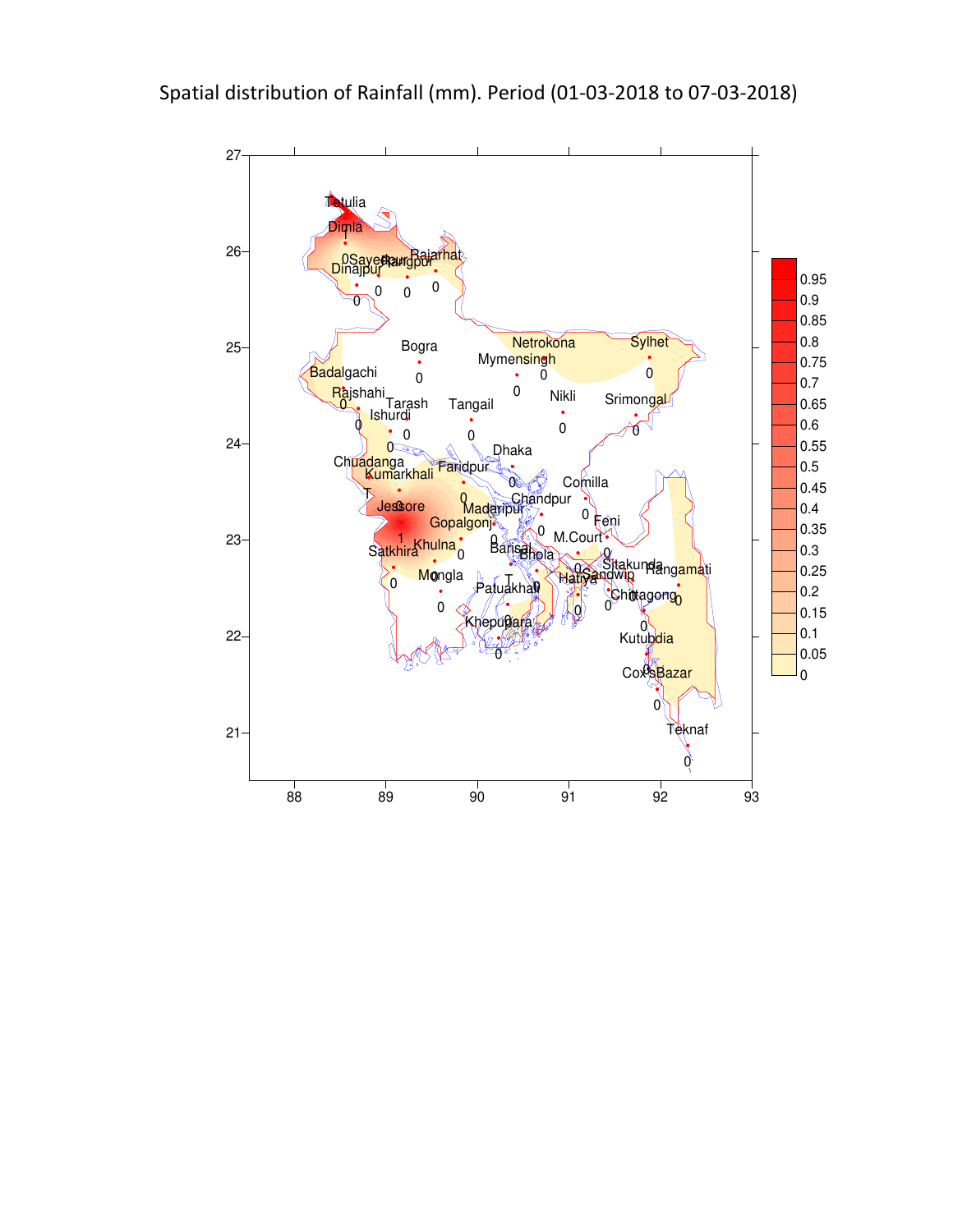Spatial distribution of Rainfall (mm). Period (01-03-2018 to 07-03-2018)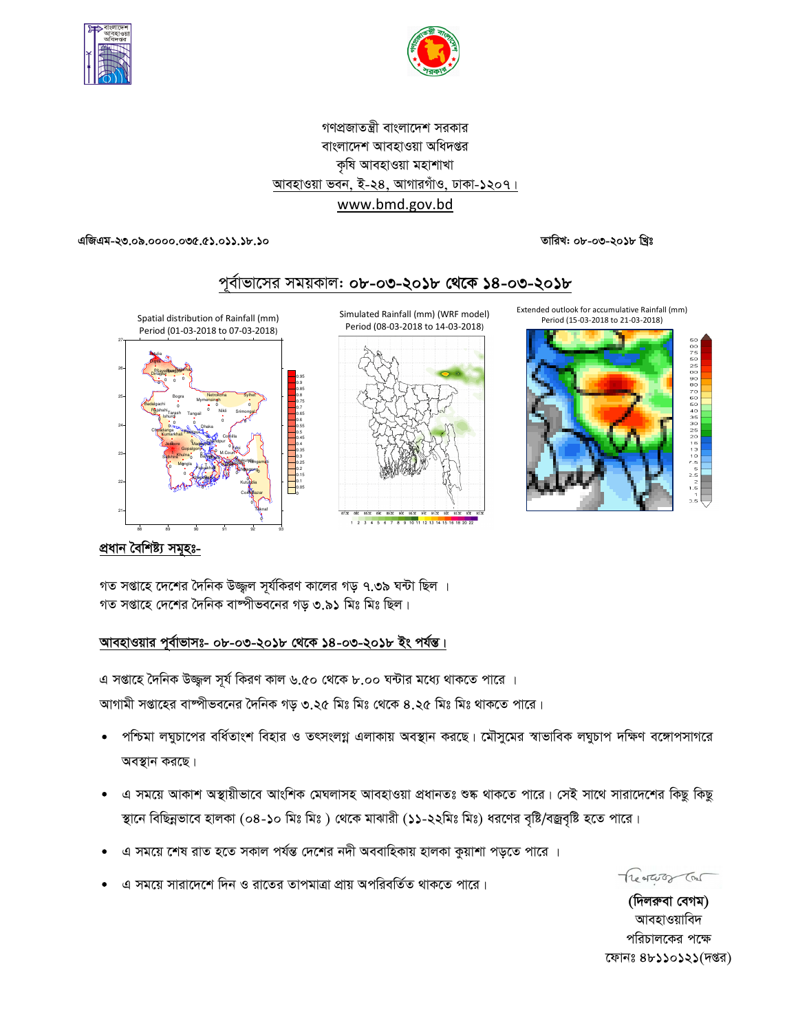গণপ্রজাতন্ত্রী বাংলাদেশ সরকার
বাংলাদেশ আবহাওয়া অধিদপ্তর
কৃষি আবহাওয়া মহাশাখা
আবহাওয়া ভবন, ই-২৪, আগারগাঁও, ঢাকা-১২০৭।
www.bmd.gov.bd

**এজিএম-২৩.০৯.০০০০.০৩৫.৫১.০১১.১৮.১০** **তারিখ: ০৮-০৩-২০১৮ খ্রিঃ**

## পূর্বাভাসের সময়কাল: ০৮-০৩-২০১৮ থেকে ১৪-০৩-২০১৮

Spatial distribution of Rainfall (mm) Period (01-03-2018 to 07-03-2018)

Simulated Rainfall (mm) (WRF model) Period (08-03-2018 to 14-03-2018)

Extended outlook for accumulative Rainfall (mm) Period (15-03-2018 to 21-03-2018)

### প্রধান বৈশিষ্ট্য সমূহঃ-

গত সপ্তাহে দেশের দৈনিক উজ্জ্বল সূর্যকিরণ কালের গড় ৭.৩৯ ঘন্টা ছিল ।
গত সপ্তাহে দেশের দৈনিক বাষ্পীভবনের গড় ৩.৯১ মিঃ মিঃ ছিল।

### আবহাওয়ার পূর্বাভাসঃ- ০৮-০৩-২০১৮ থেকে ১৪-০৩-২০১৮ ইং পর্যন্ত।

এ সপ্তাহে দৈনিক উজ্জ্বল সূর্য কিরণ কাল ৬.৫০ থেকে ৮.০০ ঘন্টার মধ্যে থাকতে পারে ।
আগামী সপ্তাহের বাষ্পীভবনের দৈনিক গড় ৩.২৫ মিঃ মিঃ থেকে ৪.২৫ মিঃ মিঃ থাকতে পারে।

- পশ্চিমা লঘুচাপের বর্ধিতাংশ বিহার ও তৎসংলগ্ন এলাকায় অবস্থান করছে। মৌসুমের স্বাভাবিক লঘুচাপ দক্ষিণ বঙ্গোপসাগরে অবস্থান করছে।
- এ সময়ে আকাশ অস্থায়ীভাবে আংশিক মেঘলাসহ আবহাওয়া প্রধানতঃ শুষ্ক থাকতে পারে। সেই সাথে সারাদেশের কিছু কিছু স্থানে বিছিন্নভাবে হালকা (০৪-১০ মিঃ মিঃ ) থেকে মাঝারী (১১-২২মিঃ মিঃ) ধরণের বৃষ্টি/বজ্রবৃষ্টি হতে পারে।
- এ সময়ে শেষ রাত হতে সকাল পর্যন্ত দেশের নদী অববাহিকায় হালকা কুয়াশা পড়তে পারে ।
- এ সময়ে সারাদেশে দিন ও রাতের তাপমাত্রা প্রায় অপরিবর্তিত থাকতে পারে।

**(দিলরুবা বেগম)**
আবহাওয়াবিদ
পরিচালকের পক্ষে
ফোনঃ ৪৮১১০১২১(দপ্তর)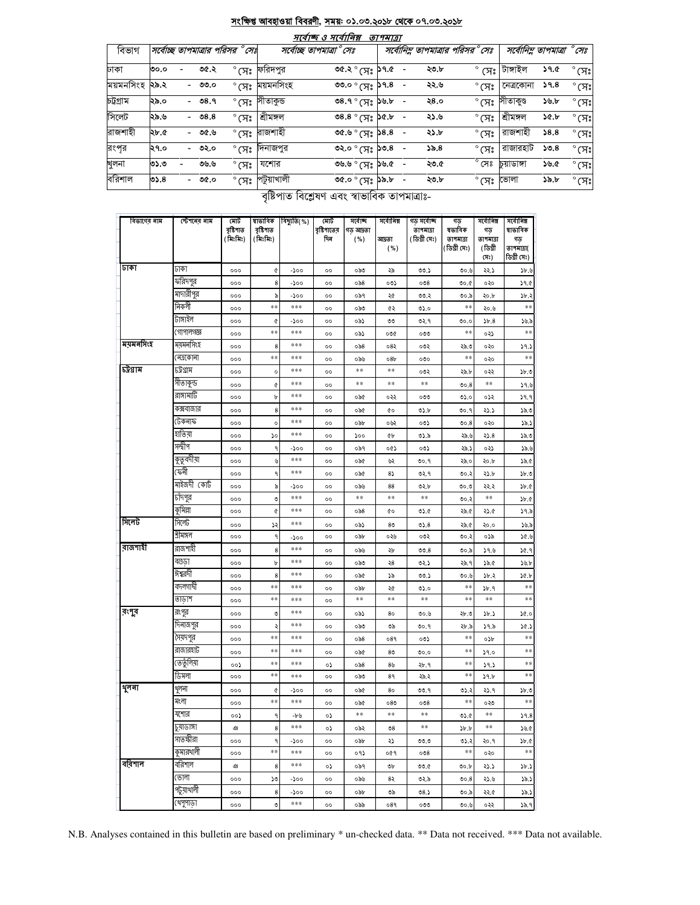## সংক্ষিপ্ত আবহাওয়া বিবরণী, সময়: ০১.০৩.২০১৮ থেকে ০৭.০৩.২০১৮

### সর্বোচ্চ ও সর্বোনিম্ন তাপমাত্রা

| বিভাগ | সর্বোচ্চ তাপমাত্রার পরিসর °সেঃ | সর্বোচ্চ তাপমাত্রা °সেঃ | | সর্বোনিম্ন তাপমাত্রার পরিসর °সেঃ | সর্বোনিম্ন তাপমাত্রা °সেঃ | |
|---|---|---|---|---|---|---|
| ঢাকা | ৩০.০ - ৩৫.২ °সেঃ | ফরিদপুর | ৩৫.২ °সেঃ | ১৭.৫ - ২৩.৮ °সেঃ | টাঙ্গাইল | ১৭.৫ °সেঃ |
| ময়মনসিংহ | ২৯.২ - ৩৩.০ °সেঃ | ময়মনসিংহ | ৩৩.০ °সেঃ | ১৭.৪ - ২২.৬ °সেঃ | নেত্রকোনা | ১৭.৪ °সেঃ |
| চট্টগ্রাম | ২৯.০ - ৩৪.৭ °সেঃ | সীতাকুন্ড | ৩৪.৭ °সেঃ | ১৬.৮ - ২৪.০ °সেঃ | সীতাকুণ্ড | ১৬.৮ °সেঃ |
| সিলেট | ২৯.৬ - ৩৪.৪ °সেঃ | শ্রীমঙ্গল | ৩৪.৪ °সেঃ | ১৫.৮ - ২১.৬ °সেঃ | শ্রীমঙ্গল | ১৫.৮ °সেঃ |
| রাজশাহী | ২৮.৫ - ৩৫.৬ °সেঃ | রাজশাহী | ৩৫.৬ °সেঃ | ১৪.৪ - ২১.৮ °সেঃ | রাজশাহী | ১৪.৪ °সেঃ |
| রংপুর | ২৭.০ - ৩২.০ °সেঃ | দিনাজপুর | ৩২.০ °সেঃ | ১৩.৪ - ১৯.৪ °সেঃ | রাজারহাট | ১৩.৪ °সেঃ |
| খুলনা | ৩১.৩ - ৩৬.৬ °সেঃ | যশোর | ৩৬.৬ °সেঃ | ১৬.৫ - ২৩.৫ °সেঃ | চুয়াডাঙ্গা | ১৬.৫ °সেঃ |
| বরিশাল | ৩১.৪ - ৩৫.০ °সেঃ | পটুয়াখালী | ৩৫.০ °সেঃ | ১৯.৮ - ২৩.৮ °সেঃ | ভোলা | ১৯.৮ °সেঃ |

### বৃষ্টিপাত বিশ্লেষণ এবং স্বাভাবিক তাপমাত্রাঃ-

| বিভাগের নাম | স্টেশনের নাম | মোট বৃষ্টিপাত (মিঃমিঃ) | স্বাভাবিক বৃষ্টিপাত (মিঃমিঃ) | বিচ্যুতি(%) | মোট বৃষ্টিপাতের দিন | সর্বোচ্চ গড় আদ্রতা (%) | সর্বোনিম্ন আদ্রতা (%) | গড় সর্বোচ্চ তাপমাত্রা (ডিগ্রী সেঃ) | গড় স্বাভাবিক তাপমাত্রা (ডিগ্রী সেঃ) | সর্বোনিম্ন গড় তাপমাত্রা (ডিগ্রী সেঃ) | সর্বোনিম্ন স্বাভাবিক গড় তাপমাত্রা( ডিগ্রী সেঃ) |
|---|---|---|---|---|---|---|---|---|---|---|---|
| ঢাকা | ঢাকা | ০০০ | ৫ | -১০০ | ০০ | ০৯৩ | ২৯ | ৩৩.১ | ৩০.৬ | ২২.১ | ১৮.৬ |
| | ফরিদপুর | ০০০ | ৪ | -১০০ | ০০ | ০৯৪ | ০৩১ | ০৩৪ | ৩০.৫ | ০২০ | ১৭.৫ |
| | মাদারীপুর | ০০০ | ৯ | -১০০ | ০০ | ০৯৭ | ২৫ | ৩৩.২ | ৩০.৯ | ২০.৮ | ১৮.২ |
| | নিকলী | ০০০ | ** | *** | ০০ | ০৯৩ | ৫২ | ৩১.০ | ** | ২০.৬ | ** |
| | টাঙ্গাইল | ০০০ | ৫ | -১০০ | ০০ | ০৯১ | ৩৩ | ৩২.৭ | ৩০.০ | ১৮.৪ | ১৬.৯ |
| | গোপালগঞ্জ | ০০০ | ** | *** | ০০ | ০৯১ | ০৩৫ | ০৩৩ | ** | ০২১ | ** |
| ময়মনসিংহ | ময়মনসিংহ | ০০০ | ৪ | *** | ০০ | ০৯৪ | ০৪২ | ০৩২ | ২৯.৩ | ০২০ | ১৭.১ |
| | নেত্রকোনা | ০০০ | ** | *** | ০০ | ০৯৬ | ০৪৮ | ০৩০ | ** | ০২০ | ** |
| চট্টগ্রাম | চট্টগ্রাম | ০০০ | ০ | *** | ০০ | ** | ** | ০৩২ | ২৯.৮ | ০২২ | ১৮.৩ |
| | সীতাকুন্ড | ০০০ | ৫ | *** | ০০ | ** | ** | ** | ৩০.৪ | ** | ১৭.৬ |
| | রাঙ্গামাটি | ০০০ | ৮ | *** | ০০ | ০৯৫ | ০২২ | ০৩৩ | ৩১.০ | ০১২ | ১৭.৭ |
| | কক্সবাজার | ০০০ | ৪ | *** | ০০ | ০৯৫ | ৫০ | ৩১.৮ | ৩০.৭ | ২১.১ | ১৯.৩ |
| | টেকনাফ | ০০০ | ০ | *** | ০০ | ০৯৮ | ০৬২ | ০৩১ | ৩০.৪ | ০২০ | ১৯.১ |
| | হাতিয়া | ০০০ | ১০ | *** | ০০ | ১০০ | ৫৮ | ৩১.৯ | ২৯.৬ | ২১.৪ | ১৯.৩ |
| | সন্দীপ | ০০০ | ৭ | -১০০ | ০০ | ০৯৭ | ০৫১ | ০৩১ | ২৯.১ | ০২১ | ১৯.৬ |
| | কুতুবদীয়া | ০০০ | ৬ | *** | ০০ | ০৯৫ | ৬২ | ৩০.৭ | ২৯.০ | ২০.৮ | ১৯.৫ |
| | ফেনী | ০০০ | ৭ | *** | ০০ | ০৯৫ | ৪১ | ৩২.৭ | ৩০.২ | ২১.৮ | ১৮.৩ |
| | মাইজদী কোর্ট | ০০০ | ৯ | -১০০ | ০০ | ০৯৬ | ৪৪ | ৩২.৮ | ৩০.৩ | ২২.২ | ১৮.৫ |
| | চাঁদপুর | ০০০ | ৩ | *** | ০০ | ** | ** | ** | ৩০.২ | ** | ১৮.৫ |
| | কুমিল্লা | ০০০ | ৫ | *** | ০০ | ০৯৪ | ৫০ | ৩১.৫ | ২৯.৫ | ২১.৫ | ১৭.৯ |
| সিলেট | সিলেট | ০০০ | ১২ | *** | ০০ | ০৯১ | ৪৩ | ৩১.৪ | ২৯.৫ | ২০.০ | ১৬.৯ |
| | শ্রীমঙ্গল | ০০০ | ৭ | -১০০ | ০০ | ০৯৮ | ০২৬ | ০৩২ | ৩০.২ | ০১৯ | ১৫.৬ |
| রাজশাহী | রাজশাহী | ০০০ | ৪ | *** | ০০ | ০৯৬ | ২৮ | ৩৩.৪ | ৩০.৯ | ১৭.৬ | ১৫.৭ |
| | বগুড়া | ০০০ | ৮ | *** | ০০ | ০৯৩ | ২৪ | ৩২.১ | ২৯.৭ | ১৯.৫ | ১৬.৮ |
| | ঈশ্বরদী | ০০০ | ৪ | *** | ০০ | ০৯৫ | ১৯ | ৩৩.১ | ৩০.৬ | ১৮.২ | ১৫.৮ |
| | বদলগাছী | ০০০ | ** | *** | ০০ | ০৯৮ | ২৫ | ৩১.০ | ** | ১৮.৭ | ** |
| | তাড়াশ | ০০০ | ** | *** | ০০ | ** | ** | ** | ** | ** | ** |
| রংপুর | রংপুর | ০০০ | ৩ | *** | ০০ | ০৯১ | ৪০ | ৩০.৬ | ২৮.৩ | ১৮.১ | ১৫.০ |
| | দিনাজপুর | ০০০ | ২ | *** | ০০ | ০৯৩ | ৩৯ | ৩০.৭ | ২৮.৯ | ১৭.৯ | ১৫.১ |
| | সৈয়দপুর | ০০০ | ** | *** | ০০ | ০৯৪ | ০৪৭ | ০৩১ | ** | ০১৮ | ** |
| | রাজারহাট | ০০০ | ** | *** | ০০ | ০৯৫ | ৪৩ | ৩০.০ | ** | ১৭.০ | ** |
| | তেতুঁলিয়া | ০০১ | ** | *** | ০১ | ০৯৪ | ৪৬ | ২৮.৭ | ** | ১৭.১ | ** |
| | ডিমলা | ০০০ | ** | *** | ০০ | ০৯৩ | ৪৭ | ২৯.২ | ** | ১৭.৮ | ** |
| খুলনা | খুলনা | ০০০ | ৫ | -১০০ | ০০ | ০৯৫ | ৪০ | ৩৩.৭ | ৩১.২ | ২১.৭ | ১৮.৩ |
| | মংলা | ০০০ | ** | *** | ০০ | ০৯৫ | ০৪৩ | ০৩৪ | ** | ০২৩ | ** |
| | যশোর | ০০১ | ৭ | -৮৬ | ০১ | ** | ** | ** | ৩১.৫ | ** | ১৭.৪ |
| | চুয়াডাঙ্গা | ঞ | ৪ | *** | ০১ | ০৯২ | ৩৪ | ** | ১৮.৮ | ** | ১৬.৫ |
| | সাতক্ষীরা | ০০০ | ৭ | -১০০ | ০০ | ০৯৮ | ২১ | ৩৩.৩ | ৩১.২ | ২০.৭ | ১৮.৫ |
| | কুমারখালী | ০০০ | ** | *** | ০০ | ০৭১ | ০৫৭ | ০৩৪ | ** | ০২০ | ** |
| বরিশাল | বরিশাল | ঞ | ৪ | *** | ০১ | ০৯৭ | ৩৮ | ৩৩.৫ | ৩০.৮ | ২১.১ | ১৮.১ |
| | ভোলা | ০০০ | ১৩ | -১০০ | ০০ | ০৯৬ | ৪২ | ৩২.৯ | ৩০.৪ | ২১.৬ | ১৯.১ |
| | পটুয়াখালী | ০০০ | ৪ | -১০০ | ০০ | ০৯৮ | ৩৯ | ৩৪.১ | ৩০.৯ | ২২.৫ | ১৯.১ |
| | খেপুপাড়া | ০০০ | ৩ | *** | ০০ | ০৯৯ | ০৪৭ | ০৩৩ | ৩০.৬ | ০২২ | ১৯.৭ |

N.B. Analyses contained in this bulletin are based on preliminary * un-checked data. ** Data not received. *** Data not available.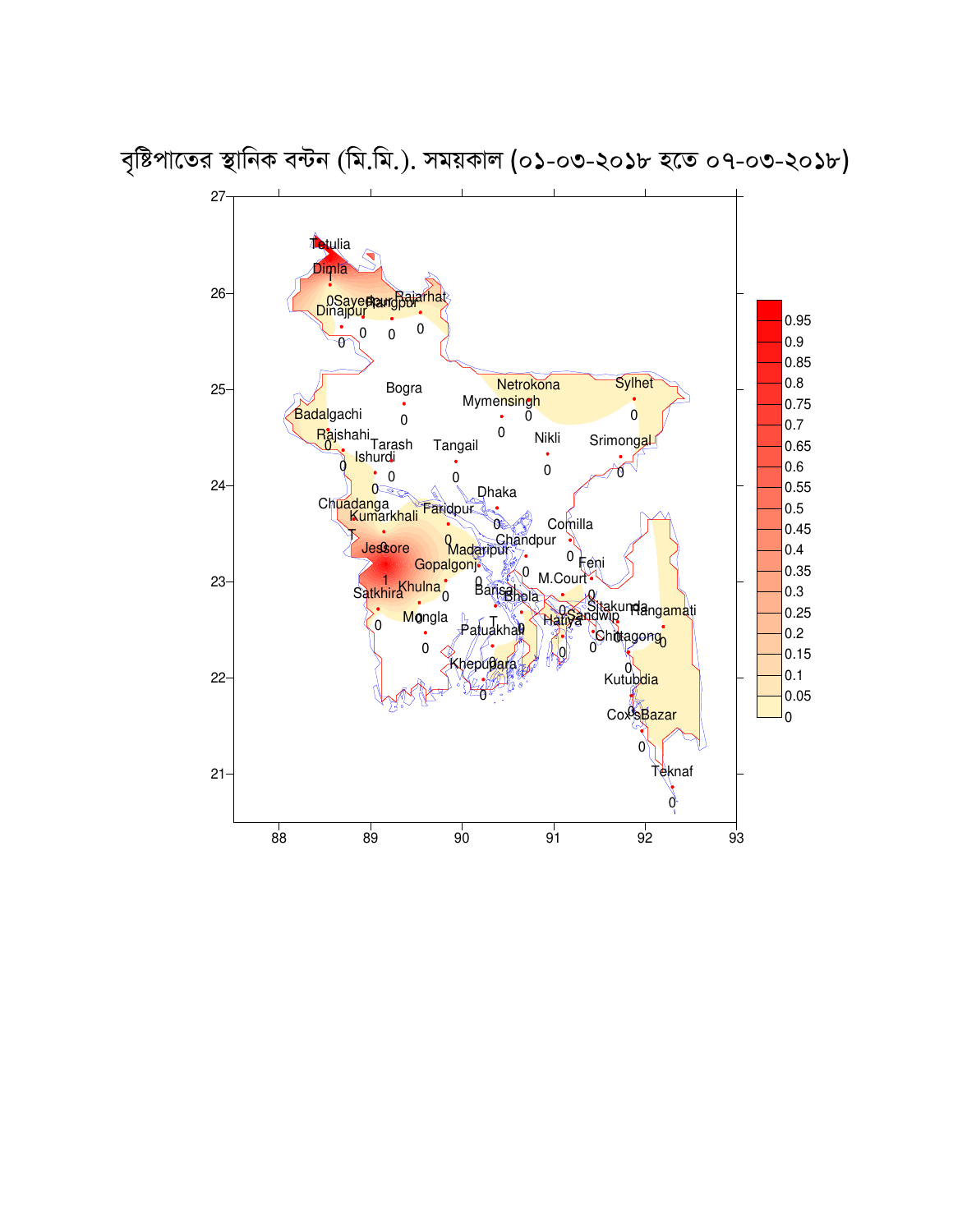# বৃষ্টিপাতের স্থানিক বন্টন (মি.মি.). সময়কাল (০১-০৩-২০১৮ হতে ০৭-০৩-২০১৮)

27
26
25
24
23
22
21

88
89
90
91
92
93

Tetulia
Dimla
1
0Sayedpur Rangpur Rajarhat
Dinajpur
0 0 0
0
Bogra
0
Badalgachi
Rajshahi
0
Tarash
Ishurdi
0
0
0
Mymensingh
0
Netrokona
0
Sylhet
0
Nikli
0
Srimongal
0
Tangail
0
Dhaka
0
Chuadanga
Kumarkhali
T
Faridpur
0
Jessore
0
1
Gopalgonj
Madaripur
0
Chandpur
0
Comilla
0
Feni
0
M.Court
0
Satkhira
0
Khulna
0
Mongla
0
Barisal
Bhola
T
Patuakhali
0
Khepupara
0
Hatiya
0
Sandwip
0
Sitakunda
0
Rangamati
0
Chittagong
0
Kutubdia
0
Cox'sBazar
0
Teknaf
0

0.95
0.9
0.85
0.8
0.75
0.7
0.65
0.6
0.55
0.5
0.45
0.4
0.35
0.3
0.25
0.2
0.15
0.1
0.05
0